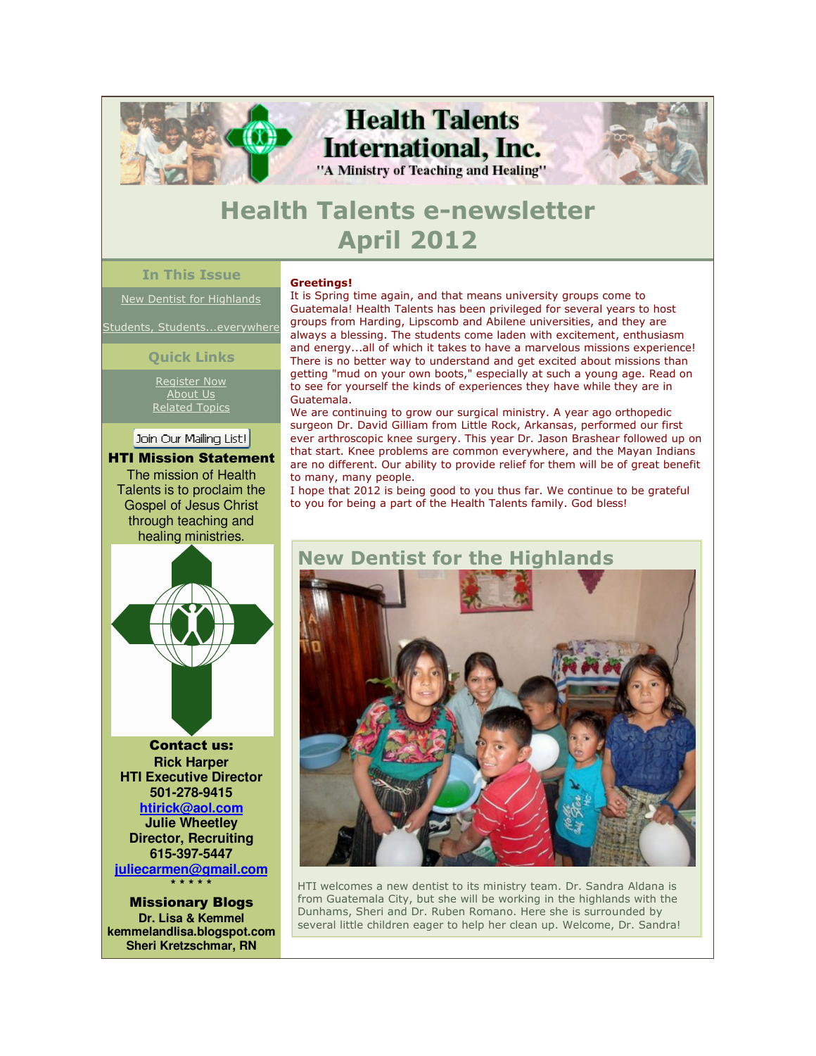# Health Talents International, Inc.

"A Ministry of Teaching and Healing"

## Health Talents e-newsletter
## April 2012

### In This Issue

New Dentist for Highlands

Students, Students...everywhere

### Quick Links

Register Now
About Us
Related Topics

Join Our Mailing List!

**HTI Mission Statement**

The mission of Health Talents is to proclaim the Gospel of Jesus Christ through teaching and healing ministries.

**Contact us:**
**Rick Harper**
**HTI Executive Director**
**501-278-9415**
**htirick@aol.com**
**Julie Wheetley**
**Director, Recruiting**
**615-397-5447**
**juliecarmen@gmail.com**
\* \* \* \* \*

**Missionary Blogs**
**Dr. Lisa & Kemmel**
**kemmelandlisa.blogspot.com**
**Sheri Kretzschmar, RN**

**Greetings!**

It is Spring time again, and that means university groups come to Guatemala! Health Talents has been privileged for several years to host groups from Harding, Lipscomb and Abilene universities, and they are always a blessing. The students come laden with excitement, enthusiasm and energy...all of which it takes to have a marvelous missions experience! There is no better way to understand and get excited about missions than getting "mud on your own boots," especially at such a young age. Read on to see for yourself the kinds of experiences they have while they are in Guatemala.

We are continuing to grow our surgical ministry. A year ago orthopedic surgeon Dr. David Gilliam from Little Rock, Arkansas, performed our first ever arthroscopic knee surgery. This year Dr. Jason Brashear followed up on that start. Knee problems are common everywhere, and the Mayan Indians are no different. Our ability to provide relief for them will be of great benefit to many, many people.

I hope that 2012 is being good to you thus far. We continue to be grateful to you for being a part of the Health Talents family. God bless!

## New Dentist for the Highlands

HTI welcomes a new dentist to its ministry team. Dr. Sandra Aldana is from Guatemala City, but she will be working in the highlands with the Dunhams, Sheri and Dr. Ruben Romano. Here she is surrounded by several little children eager to help her clean up. Welcome, Dr. Sandra!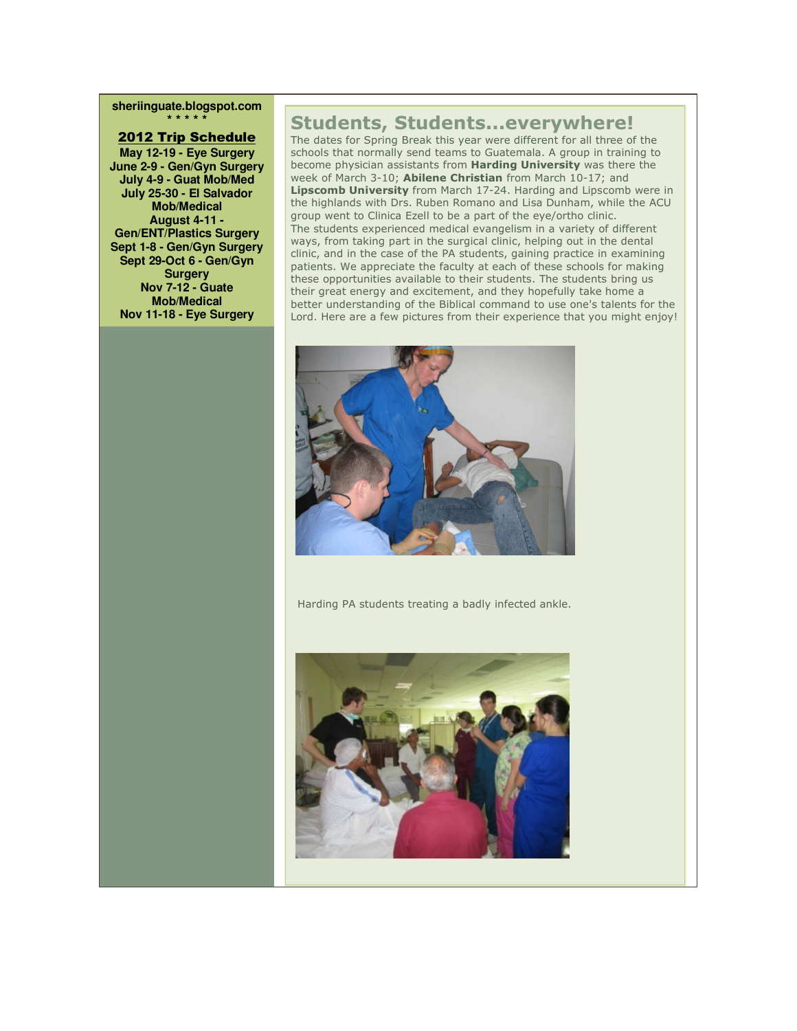**sheriinguate.blogspot.com**
\* \* \* \* \*

**2012 Trip Schedule**

**May 12-19 - Eye Surgery**
**June 2-9 - Gen/Gyn Surgery**
**July 4-9 - Guat Mob/Med**
**July 25-30 - El Salvador Mob/Medical**
**August 4-11 - Gen/ENT/Plastics Surgery**
**Sept 1-8 - Gen/Gyn Surgery**
**Sept 29-Oct 6 - Gen/Gyn Surgery**
**Nov 7-12 - Guate Mob/Medical**
**Nov 11-18 - Eye Surgery**

## Students, Students...everywhere!

The dates for Spring Break this year were different for all three of the schools that normally send teams to Guatemala. A group in training to become physician assistants from **Harding University** was there the week of March 3-10; **Abilene Christian** from March 10-17; and **Lipscomb University** from March 17-24. Harding and Lipscomb were in the highlands with Drs. Ruben Romano and Lisa Dunham, while the ACU group went to Clinica Ezell to be a part of the eye/ortho clinic.
The students experienced medical evangelism in a variety of different ways, from taking part in the surgical clinic, helping out in the dental clinic, and in the case of the PA students, gaining practice in examining patients. We appreciate the faculty at each of these schools for making these opportunities available to their students. The students bring us their great energy and excitement, and they hopefully take home a better understanding of the Biblical command to use one's talents for the Lord. Here are a few pictures from their experience that you might enjoy!

Harding PA students treating a badly infected ankle.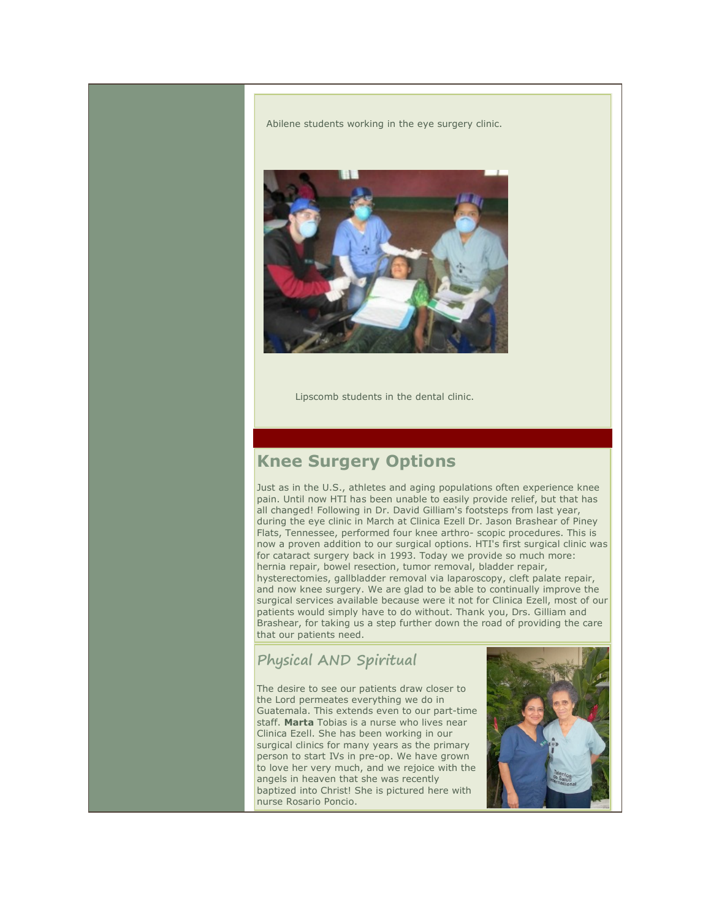Abilene students working in the eye surgery clinic.

Lipscomb students in the dental clinic.

## Knee Surgery Options

Just as in the U.S., athletes and aging populations often experience knee pain. Until now HTI has been unable to easily provide relief, but that has all changed! Following in Dr. David Gilliam's footsteps from last year, during the eye clinic in March at Clinica Ezell Dr. Jason Brashear of Piney Flats, Tennessee, performed four knee arthro- scopic procedures. This is now a proven addition to our surgical options. HTI's first surgical clinic was for cataract surgery back in 1993. Today we provide so much more: hernia repair, bowel resection, tumor removal, bladder repair, hysterectomies, gallbladder removal via laparoscopy, cleft palate repair, and now knee surgery. We are glad to be able to continually improve the surgical services available because were it not for Clinica Ezell, most of our patients would simply have to do without. Thank you, Drs. Gilliam and Brashear, for taking us a step further down the road of providing the care that our patients need.

## Physical AND Spiritual

The desire to see our patients draw closer to the Lord permeates everything we do in Guatemala. This extends even to our part-time staff. **Marta** Tobias is a nurse who lives near Clinica Ezell. She has been working in our surgical clinics for many years as the primary person to start IVs in pre-op. We have grown to love her very much, and we rejoice with the angels in heaven that she was recently baptized into Christ! She is pictured here with nurse Rosario Poncio.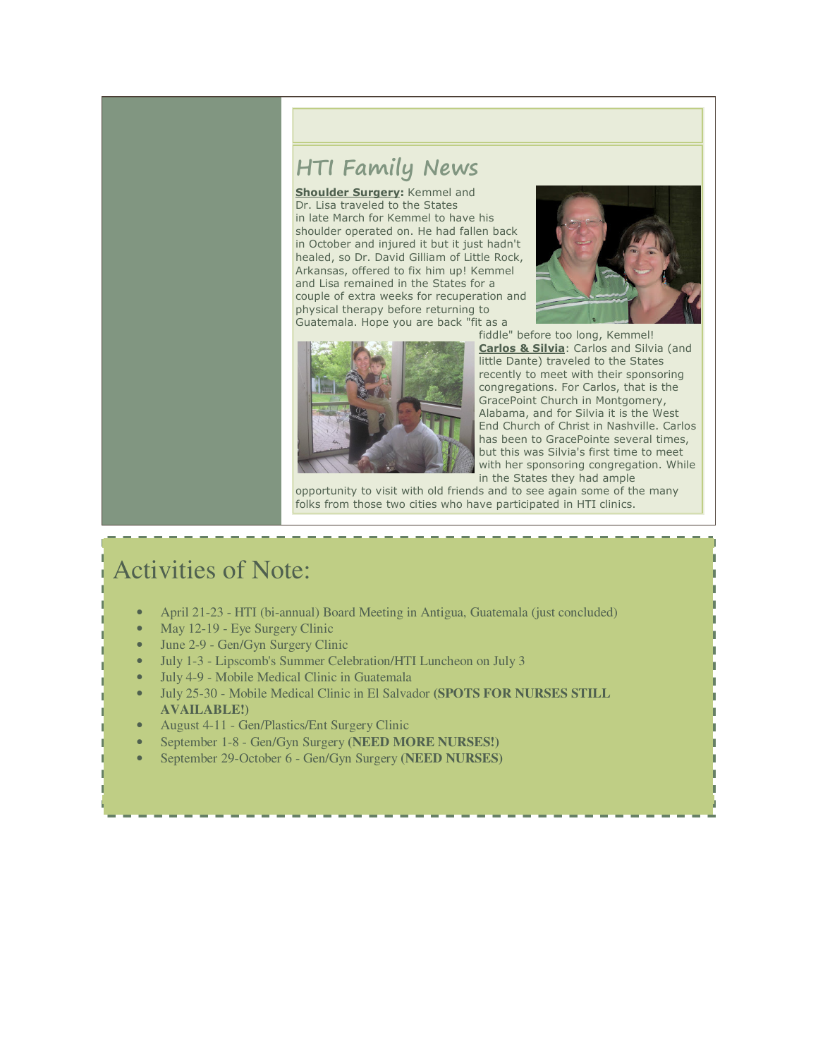## HTI Family News

**Shoulder Surgery:** Kemmel and Dr. Lisa traveled to the States in late March for Kemmel to have his shoulder operated on. He had fallen back in October and injured it but it just hadn't healed, so Dr. David Gilliam of Little Rock, Arkansas, offered to fix him up! Kemmel and Lisa remained in the States for a couple of extra weeks for recuperation and physical therapy before returning to Guatemala. Hope you are back "fit as a fiddle" before too long, Kemmel!

**Carlos & Silvia**: Carlos and Silvia (and little Dante) traveled to the States recently to meet with their sponsoring congregations. For Carlos, that is the GracePoint Church in Montgomery, Alabama, and for Silvia it is the West End Church of Christ in Nashville. Carlos has been to GracePointe several times, but this was Silvia's first time to meet with her sponsoring congregation. While in the States they had ample opportunity to visit with old friends and to see again some of the many folks from those two cities who have participated in HTI clinics.

# Activities of Note:

- April 21-23 - HTI (bi-annual) Board Meeting in Antigua, Guatemala (just concluded)
- May 12-19 - Eye Surgery Clinic
- June 2-9 - Gen/Gyn Surgery Clinic
- July 1-3 - Lipscomb's Summer Celebration/HTI Luncheon on July 3
- July 4-9 - Mobile Medical Clinic in Guatemala
- July 25-30 - Mobile Medical Clinic in El Salvador **(SPOTS FOR NURSES STILL AVAILABLE!)**
- August 4-11 - Gen/Plastics/Ent Surgery Clinic
- September 1-8 - Gen/Gyn Surgery **(NEED MORE NURSES!)**
- September 29-October 6 - Gen/Gyn Surgery **(NEED NURSES)**